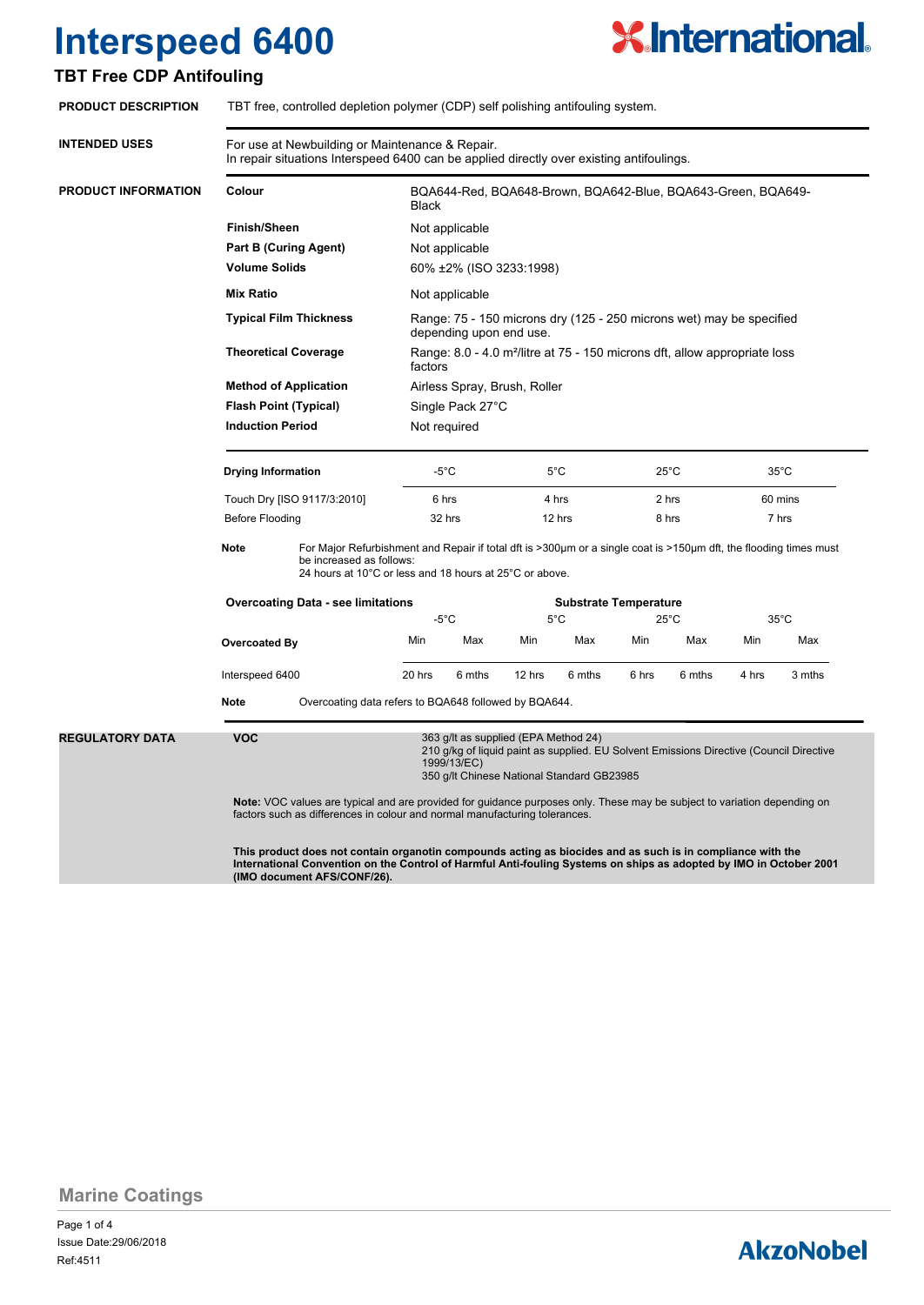# Interspeed 6400

## TBT Free CDP Antifouling

**PRODUCT DESCRIPTION**

TBT free, controlled depletion polymer (CDP) self polishing antifouling system.

**INTENDED USES**

For use at Newbuilding or Maintenance & Repair.
In repair situations Interspeed 6400 can be applied directly over existing antifoulings.

**PRODUCT INFORMATION**

| | |
|---|---|
| **Colour** | BQA644-Red, BQA648-Brown, BQA642-Blue, BQA643-Green, BQA649-Black |
| **Finish/Sheen** | Not applicable |
| **Part B (Curing Agent)** | Not applicable |
| **Volume Solids** | 60% ±2% (ISO 3233:1998) |
| **Mix Ratio** | Not applicable |
| **Typical Film Thickness** | Range: 75 - 150 microns dry (125 - 250 microns wet) may be specified depending upon end use. |
| **Theoretical Coverage** | Range: 8.0 - 4.0 m²/litre at 75 - 150 microns dft, allow appropriate loss factors |
| **Method of Application** | Airless Spray, Brush, Roller |
| **Flash Point (Typical)** | Single Pack 27°C |
| **Induction Period** | Not required |

| **Drying Information** | -5°C | 5°C | 25°C | 35°C |
|---|---|---|---|---|
| Touch Dry [ISO 9117/3:2010] | 6 hrs | 4 hrs | 2 hrs | 60 mins |
| Before Flooding | 32 hrs | 12 hrs | 8 hrs | 7 hrs |

**Note** For Major Refurbishment and Repair if total dft is >300μm or a single coat is >150μm dft, the flooding times must be increased as follows:
24 hours at 10°C or less and 18 hours at 25°C or above.

| **Overcoating Data - see limitations** | **Substrate Temperature** | | | | | | | |
|---|---|---|---|---|---|---|---|---|
| | -5°C | | 5°C | | 25°C | | 35°C | |
| **Overcoated By** | Min | Max | Min | Max | Min | Max | Min | Max |
| Interspeed 6400 | 20 hrs | 6 mths | 12 hrs | 6 mths | 6 hrs | 6 mths | 4 hrs | 3 mths |

**Note** Overcoating data refers to BQA648 followed by BQA644.

**REGULATORY DATA**

**VOC**

363 g/lt as supplied (EPA Method 24)
210 g/kg of liquid paint as supplied. EU Solvent Emissions Directive (Council Directive 1999/13/EC)
350 g/lt Chinese National Standard GB23985

**Note:** VOC values are typical and are provided for guidance purposes only. These may be subject to variation depending on factors such as differences in colour and normal manufacturing tolerances.

**This product does not contain organotin compounds acting as biocides and as such is in compliance with the International Convention on the Control of Harmful Anti-fouling Systems on ships as adopted by IMO in October 2001 (IMO document AFS/CONF/26).**

Marine Coatings

Issue Date:29/06/2018
Ref:4511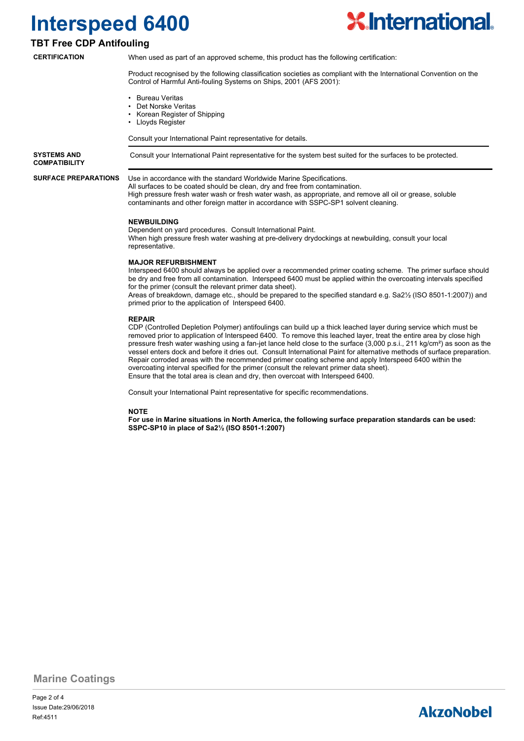# Interspeed 6400

## TBT Free CDP Antifouling

**CERTIFICATION**

When used as part of an approved scheme, this product has the following certification:

Product recognised by the following classification societies as compliant with the International Convention on the Control of Harmful Anti-fouling Systems on Ships, 2001 (AFS 2001):

- Bureau Veritas
- Det Norske Veritas
- Korean Register of Shipping
- Lloyds Register

Consult your International Paint representative for details.

**SYSTEMS AND COMPATIBILITY**

Consult your International Paint representative for the system best suited for the surfaces to be protected.

**SURFACE PREPARATIONS**

Use in accordance with the standard Worldwide Marine Specifications.
All surfaces to be coated should be clean, dry and free from contamination.
High pressure fresh water wash or fresh water wash, as appropriate, and remove all oil or grease, soluble contaminants and other foreign matter in accordance with SSPC-SP1 solvent cleaning.

**NEWBUILDING**

Dependent on yard procedures. Consult International Paint.
When high pressure fresh water washing at pre-delivery drydockings at newbuilding, consult your local representative.

**MAJOR REFURBISHMENT**

Interspeed 6400 should always be applied over a recommended primer coating scheme. The primer surface should be dry and free from all contamination. Interspeed 6400 must be applied within the overcoating intervals specified for the primer (consult the relevant primer data sheet).
Areas of breakdown, damage etc., should be prepared to the specified standard e.g. Sa2½ (ISO 8501-1:2007)) and primed prior to the application of Interspeed 6400.

**REPAIR**

CDP (Controlled Depletion Polymer) antifoulings can build up a thick leached layer during service which must be removed prior to application of Interspeed 6400. To remove this leached layer, treat the entire area by close high pressure fresh water washing using a fan-jet lance held close to the surface (3,000 p.s.i., 211 kg/cm²) as soon as the vessel enters dock and before it dries out. Consult International Paint for alternative methods of surface preparation.
Repair corroded areas with the recommended primer coating scheme and apply Interspeed 6400 within the overcoating interval specified for the primer (consult the relevant primer data sheet).
Ensure that the total area is clean and dry, then overcoat with Interspeed 6400.

Consult your International Paint representative for specific recommendations.

**NOTE**

**For use in Marine situations in North America, the following surface preparation standards can be used: SSPC-SP10 in place of Sa2½ (ISO 8501-1:2007)**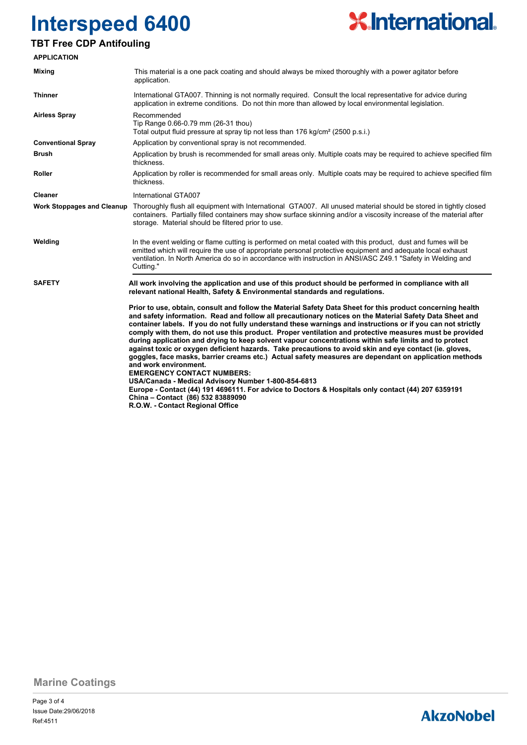# Interspeed 6400

## TBT Free CDP Antifouling

### APPLICATION

| | |
|---|---|
| **Mixing** | This material is a one pack coating and should always be mixed thoroughly with a power agitator before application. |
| **Thinner** | International GTA007. Thinning is not normally required. Consult the local representative for advice during application in extreme conditions. Do not thin more than allowed by local environmental legislation. |
| **Airless Spray** | Recommended<br>Tip Range 0.66-0.79 mm (26-31 thou)<br>Total output fluid pressure at spray tip not less than 176 kg/cm² (2500 p.s.i.) |
| **Conventional Spray** | Application by conventional spray is not recommended. |
| **Brush** | Application by brush is recommended for small areas only. Multiple coats may be required to achieve specified film thickness. |
| **Roller** | Application by roller is recommended for small areas only. Multiple coats may be required to achieve specified film thickness. |
| **Cleaner** | International GTA007 |
| **Work Stoppages and Cleanup** | Thoroughly flush all equipment with International GTA007. All unused material should be stored in tightly closed containers. Partially filled containers may show surface skinning and/or a viscosity increase of the material after storage. Material should be filtered prior to use. |
| **Welding** | In the event welding or flame cutting is performed on metal coated with this product, dust and fumes will be emitted which will require the use of appropriate personal protective equipment and adequate local exhaust ventilation. In North America do so in accordance with instruction in ANSI/ASC Z49.1 "Safety in Welding and Cutting." |

### SAFETY

**All work involving the application and use of this product should be performed in compliance with all relevant national Health, Safety & Environmental standards and regulations.**

**Prior to use, obtain, consult and follow the Material Safety Data Sheet for this product concerning health and safety information. Read and follow all precautionary notices on the Material Safety Data Sheet and container labels. If you do not fully understand these warnings and instructions or if you can not strictly comply with them, do not use this product. Proper ventilation and protective measures must be provided during application and drying to keep solvent vapour concentrations within safe limits and to protect against toxic or oxygen deficient hazards. Take precautions to avoid skin and eye contact (ie. gloves, goggles, face masks, barrier creams etc.) Actual safety measures are dependant on application methods and work environment.**
**EMERGENCY CONTACT NUMBERS:**
**USA/Canada - Medical Advisory Number 1-800-854-6813**
**Europe - Contact (44) 191 4696111. For advice to Doctors & Hospitals only contact (44) 207 6359191**
**China – Contact (86) 532 83889090**
**R.O.W. - Contact Regional Office**

Marine Coatings

Issue Date:29/06/2018
Ref:4511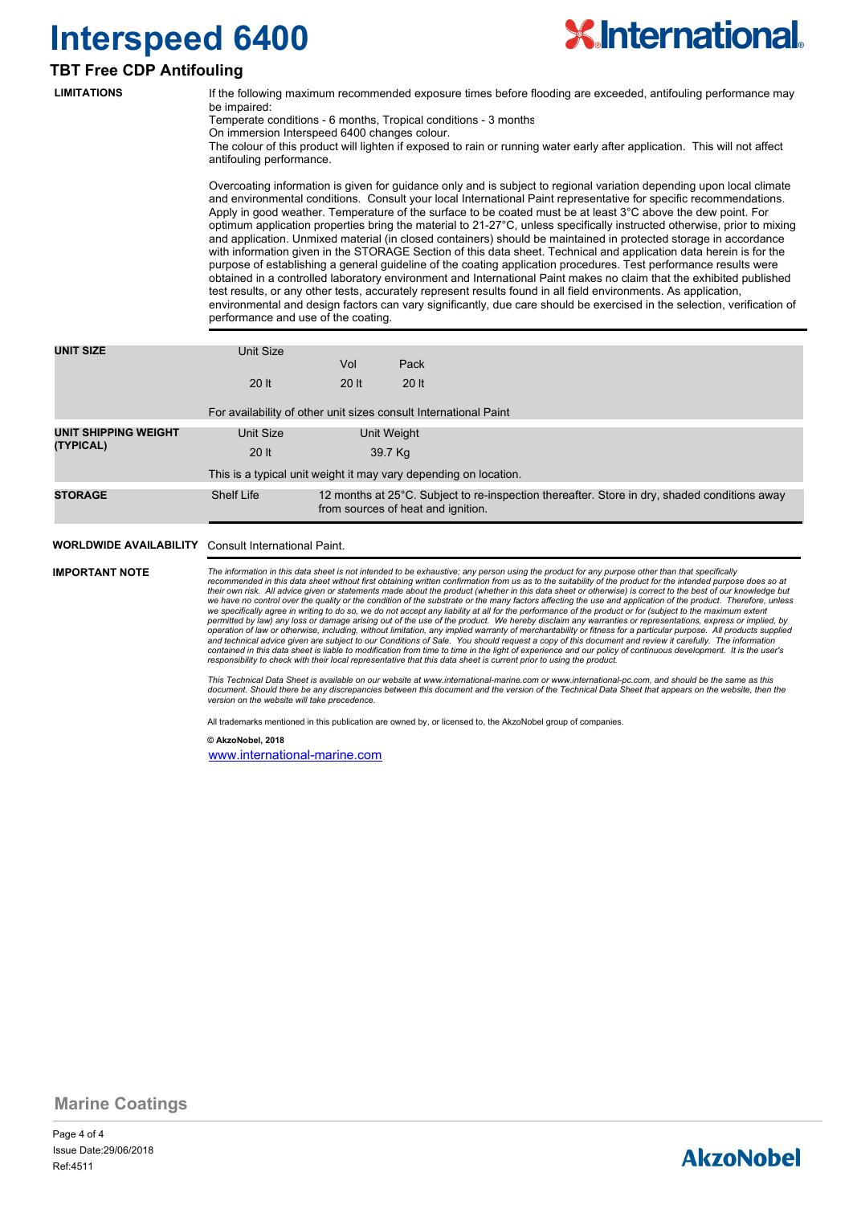# Interspeed 6400

## TBT Free CDP Antifouling

**LIMITATIONS**

If the following maximum recommended exposure times before flooding are exceeded, antifouling performance may be impaired:
Temperate conditions - 6 months, Tropical conditions - 3 months
On immersion Interspeed 6400 changes colour.
The colour of this product will lighten if exposed to rain or running water early after application. This will not affect antifouling performance.

Overcoating information is given for guidance only and is subject to regional variation depending upon local climate and environmental conditions. Consult your local International Paint representative for specific recommendations. Apply in good weather. Temperature of the surface to be coated must be at least 3°C above the dew point. For optimum application properties bring the material to 21-27°C, unless specifically instructed otherwise, prior to mixing and application. Unmixed material (in closed containers) should be maintained in protected storage in accordance with information given in the STORAGE Section of this data sheet. Technical and application data herein is for the purpose of establishing a general guideline of the coating application procedures. Test performance results were obtained in a controlled laboratory environment and International Paint makes no claim that the exhibited published test results, or any other tests, accurately represent results found in all field environments. As application, environmental and design factors can vary significantly, due care should be exercised in the selection, verification of performance and use of the coating.

**UNIT SIZE**

| Unit Size | Vol | Pack |
|---|---|---|
| 20 lt | 20 lt | 20 lt |

For availability of other unit sizes consult International Paint

**UNIT SHIPPING WEIGHT (TYPICAL)**

| Unit Size | Unit Weight |
|---|---|
| 20 lt | 39.7 Kg |

This is a typical unit weight it may vary depending on location.

**STORAGE**

| | |
|---|---|
| Shelf Life | 12 months at 25°C. Subject to re-inspection thereafter. Store in dry, shaded conditions away from sources of heat and ignition. |

**WORLDWIDE AVAILABILITY** Consult International Paint.

**IMPORTANT NOTE**

*The information in this data sheet is not intended to be exhaustive; any person using the product for any purpose other than that specifically recommended in this data sheet without first obtaining written confirmation from us as to the suitability of the product for the intended purpose does so at their own risk. All advice given or statements made about the product (whether in this data sheet or otherwise) is correct to the best of our knowledge but we have no control over the quality or the condition of the substrate or the many factors affecting the use and application of the product. Therefore, unless we specifically agree in writing to do so, we do not accept any liability at all for the performance of the product or for (subject to the maximum extent permitted by law) any loss or damage arising out of the use of the product. We hereby disclaim any warranties or representations, express or implied, by operation of law or otherwise, including, without limitation, any implied warranty of merchantability or fitness for a particular purpose. All products supplied and technical advice given are subject to our Conditions of Sale. You should request a copy of this document and review it carefully. The information contained in this data sheet is liable to modification from time to time in the light of experience and our policy of continuous development. It is the user's responsibility to check with their local representative that this data sheet is current prior to using the product.*

*This Technical Data Sheet is available on our website at www.international-marine.com or www.international-pc.com, and should be the same as this document. Should there be any discrepancies between this document and the version of the Technical Data Sheet that appears on the website, then the version on the website will take precedence.*

All trademarks mentioned in this publication are owned by, or licensed to, the AkzoNobel group of companies.

**© AkzoNobel, 2018**

www.international-marine.com

Marine Coatings

Issue Date:29/06/2018
Ref:4511